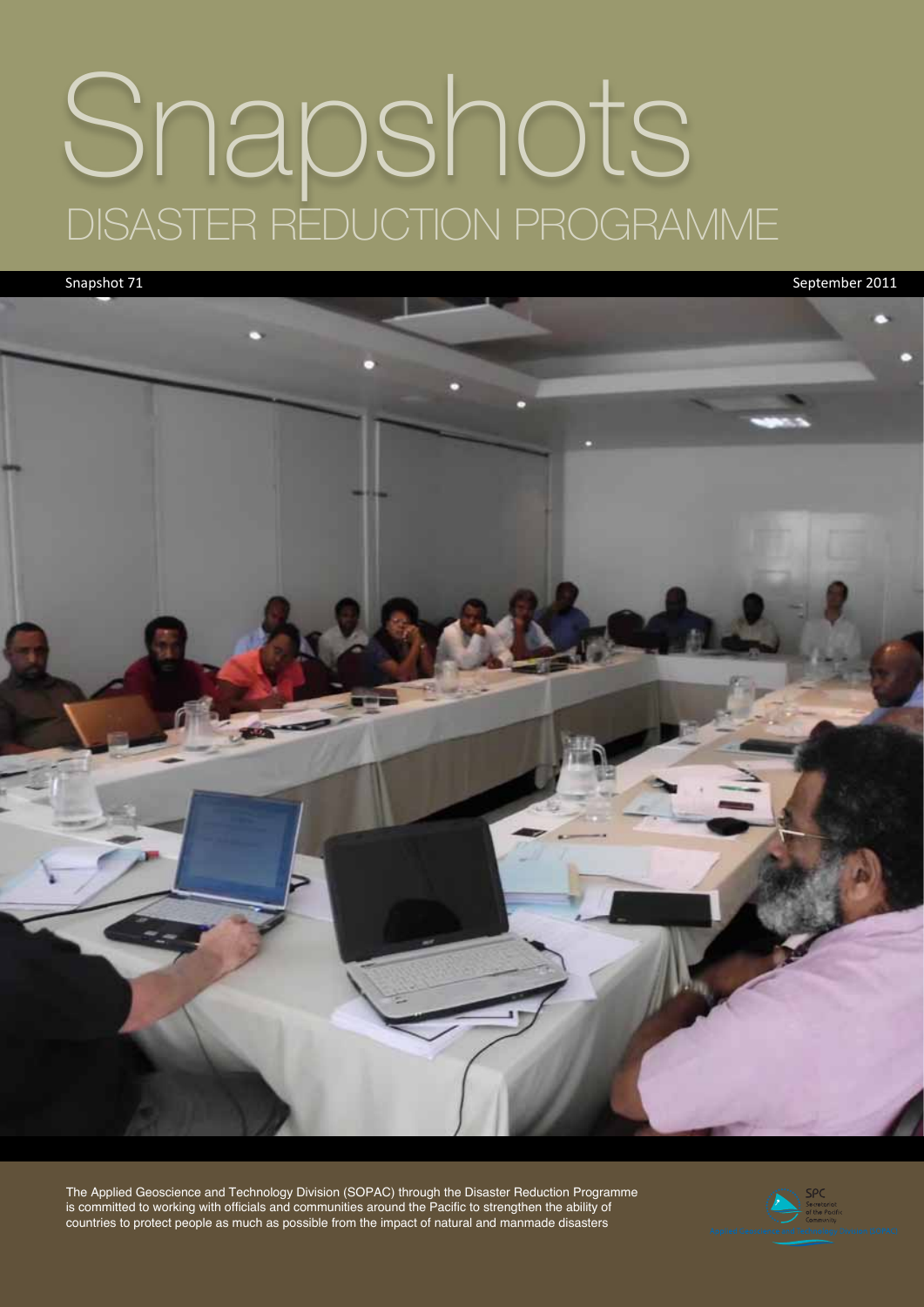# Snapshots
## DISASTER REDUCTION PROGRAMME

Snapshot 71

September 2011

The Applied Geoscience and Technology Division (SOPAC) through the Disaster Reduction Programme is committed to working with officials and communities around the Pacific to strengthen the ability of countries to protect people as much as possible from the impact of natural and manmade disasters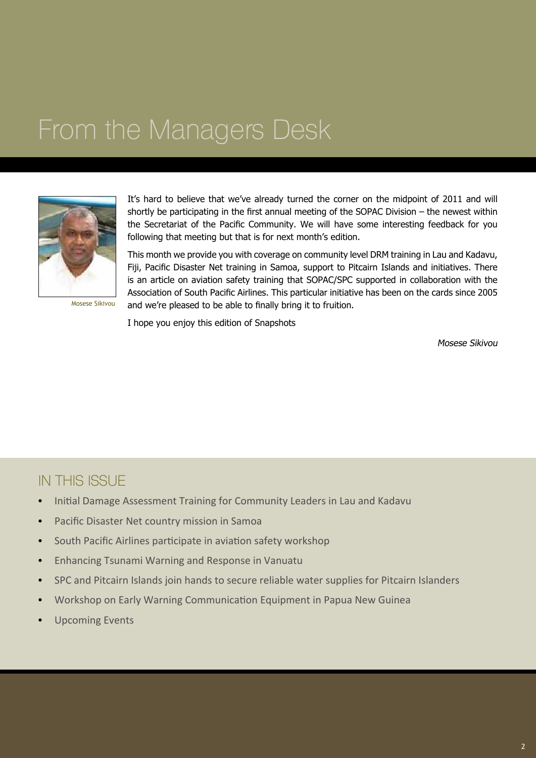# From the Managers Desk

Mosese Sikivou

It's hard to believe that we've already turned the corner on the midpoint of 2011 and will shortly be participating in the first annual meeting of the SOPAC Division – the newest within the Secretariat of the Pacific Community. We will have some interesting feedback for you following that meeting but that is for next month's edition.

This month we provide you with coverage on community level DRM training in Lau and Kadavu, Fiji, Pacific Disaster Net training in Samoa, support to Pitcairn Islands and initiatives. There is an article on aviation safety training that SOPAC/SPC supported in collaboration with the Association of South Pacific Airlines. This particular initiative has been on the cards since 2005 and we're pleased to be able to finally bring it to fruition.

I hope you enjoy this edition of Snapshots

*Mosese Sikivou*

## IN THIS ISSUE

- Initial Damage Assessment Training for Community Leaders in Lau and Kadavu
- Pacific Disaster Net country mission in Samoa
- South Pacific Airlines participate in aviation safety workshop
- Enhancing Tsunami Warning and Response in Vanuatu
- SPC and Pitcairn Islands join hands to secure reliable water supplies for Pitcairn Islanders
- Workshop on Early Warning Communication Equipment in Papua New Guinea
- Upcoming Events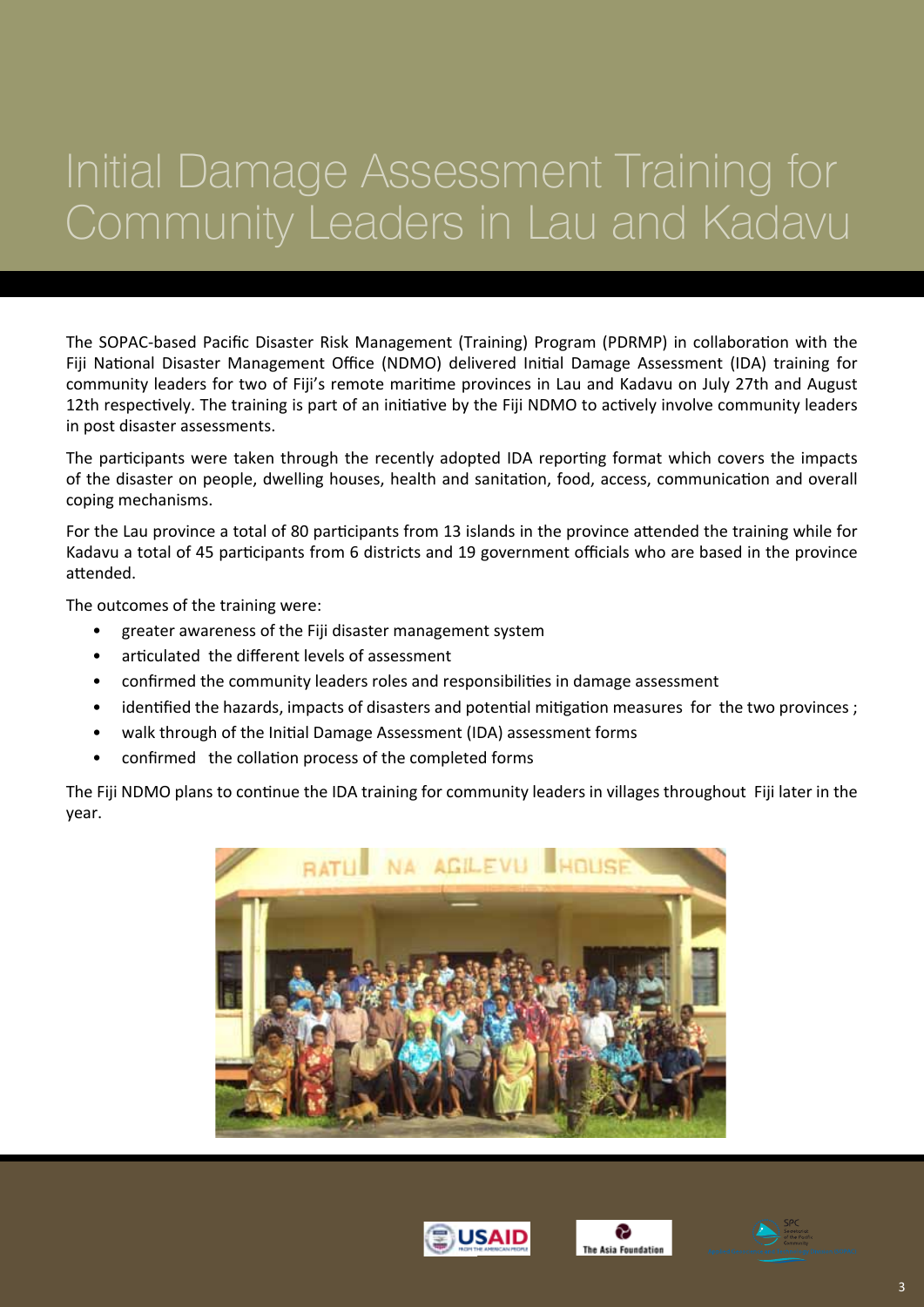# Initial Damage Assessment Training for Community Leaders in Lau and Kadavu

The SOPAC-based Pacific Disaster Risk Management (Training) Program (PDRMP) in collaboration with the Fiji National Disaster Management Office (NDMO) delivered Initial Damage Assessment (IDA) training for community leaders for two of Fiji's remote maritime provinces in Lau and Kadavu on July 27th and August 12th respectively. The training is part of an initiative by the Fiji NDMO to actively involve community leaders in post disaster assessments.

The participants were taken through the recently adopted IDA reporting format which covers the impacts of the disaster on people, dwelling houses, health and sanitation, food, access, communication and overall coping mechanisms.

For the Lau province a total of 80 participants from 13 islands in the province attended the training while for Kadavu a total of 45 participants from 6 districts and 19 government officials who are based in the province attended.

The outcomes of the training were:

- greater awareness of the Fiji disaster management system
- articulated the different levels of assessment
- confirmed the community leaders roles and responsibilities in damage assessment
- identified the hazards, impacts of disasters and potential mitigation measures for the two provinces ;
- walk through of the Initial Damage Assessment (IDA) assessment forms
- confirmed the collation process of the completed forms

The Fiji NDMO plans to continue the IDA training for community leaders in villages throughout Fiji later in the year.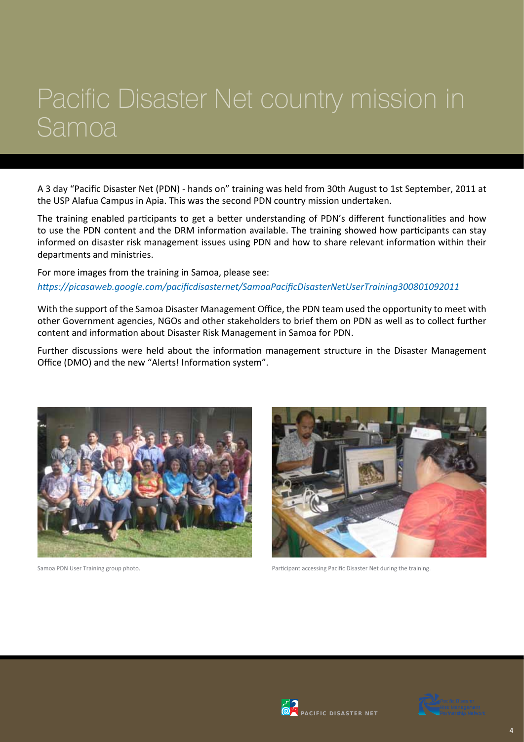# Pacific Disaster Net country mission in Samoa

A 3 day "Pacific Disaster Net (PDN) - hands on" training was held from 30th August to 1st September, 2011 at the USP Alafua Campus in Apia. This was the second PDN country mission undertaken.

The training enabled participants to get a better understanding of PDN's different functionalities and how to use the PDN content and the DRM information available. The training showed how participants can stay informed on disaster risk management issues using PDN and how to share relevant information within their departments and ministries.

For more images from the training in Samoa, please see:
*https://picasaweb.google.com/pacificdisasternet/SamoaPacificDisasterNetUserTraining300801092011*

With the support of the Samoa Disaster Management Office, the PDN team used the opportunity to meet with other Government agencies, NGOs and other stakeholders to brief them on PDN as well as to collect further content and information about Disaster Risk Management in Samoa for PDN.

Further discussions were held about the information management structure in the Disaster Management Office (DMO) and the new "Alerts! Information system".

Samoa PDN User Training group photo.

Participant accessing Pacific Disaster Net during the training.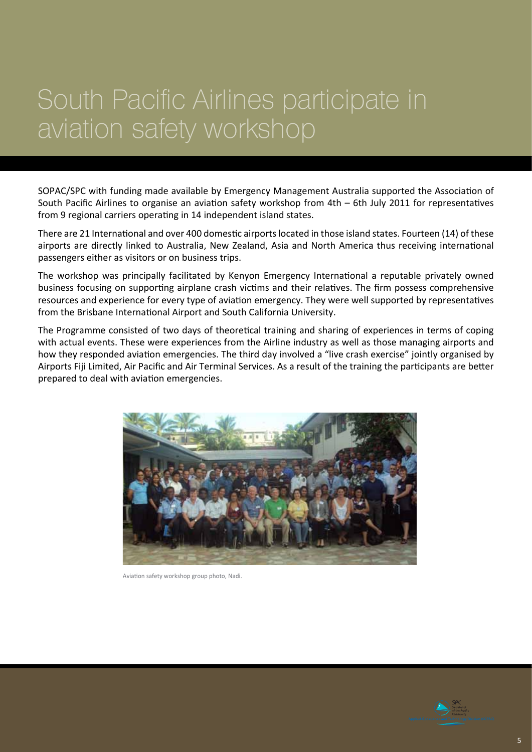# South Pacific Airlines participate in aviation safety workshop

SOPAC/SPC with funding made available by Emergency Management Australia supported the Association of South Pacific Airlines to organise an aviation safety workshop from 4th – 6th July 2011 for representatives from 9 regional carriers operating in 14 independent island states.

There are 21 International and over 400 domestic airports located in those island states. Fourteen (14) of these airports are directly linked to Australia, New Zealand, Asia and North America thus receiving international passengers either as visitors or on business trips.

The workshop was principally facilitated by Kenyon Emergency International a reputable privately owned business focusing on supporting airplane crash victims and their relatives. The firm possess comprehensive resources and experience for every type of aviation emergency. They were well supported by representatives from the Brisbane International Airport and South California University.

The Programme consisted of two days of theoretical training and sharing of experiences in terms of coping with actual events. These were experiences from the Airline industry as well as those managing airports and how they responded aviation emergencies. The third day involved a "live crash exercise" jointly organised by Airports Fiji Limited, Air Pacific and Air Terminal Services. As a result of the training the participants are better prepared to deal with aviation emergencies.

Aviation safety workshop group photo, Nadi.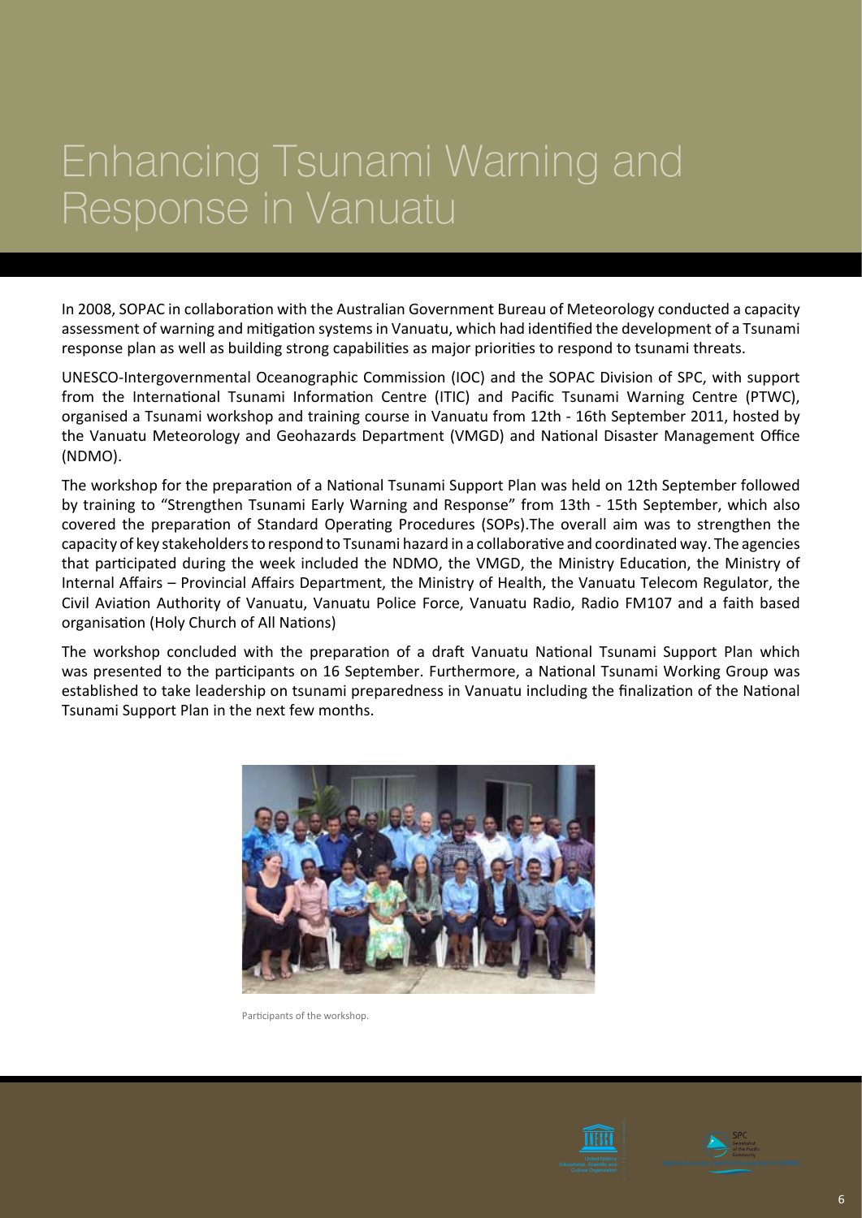# Enhancing Tsunami Warning and Response in Vanuatu

In 2008, SOPAC in collaboration with the Australian Government Bureau of Meteorology conducted a capacity assessment of warning and mitigation systems in Vanuatu, which had identified the development of a Tsunami response plan as well as building strong capabilities as major priorities to respond to tsunami threats.

UNESCO-Intergovernmental Oceanographic Commission (IOC) and the SOPAC Division of SPC, with support from the International Tsunami Information Centre (ITIC) and Pacific Tsunami Warning Centre (PTWC), organised a Tsunami workshop and training course in Vanuatu from 12th - 16th September 2011, hosted by the Vanuatu Meteorology and Geohazards Department (VMGD) and National Disaster Management Office (NDMO).

The workshop for the preparation of a National Tsunami Support Plan was held on 12th September followed by training to "Strengthen Tsunami Early Warning and Response" from 13th - 15th September, which also covered the preparation of Standard Operating Procedures (SOPs).The overall aim was to strengthen the capacity of key stakeholders to respond to Tsunami hazard in a collaborative and coordinated way. The agencies that participated during the week included the NDMO, the VMGD, the Ministry Education, the Ministry of Internal Affairs – Provincial Affairs Department, the Ministry of Health, the Vanuatu Telecom Regulator, the Civil Aviation Authority of Vanuatu, Vanuatu Police Force, Vanuatu Radio, Radio FM107 and a faith based organisation (Holy Church of All Nations)

The workshop concluded with the preparation of a draft Vanuatu National Tsunami Support Plan which was presented to the participants on 16 September. Furthermore, a National Tsunami Working Group was established to take leadership on tsunami preparedness in Vanuatu including the finalization of the National Tsunami Support Plan in the next few months.

Participants of the workshop.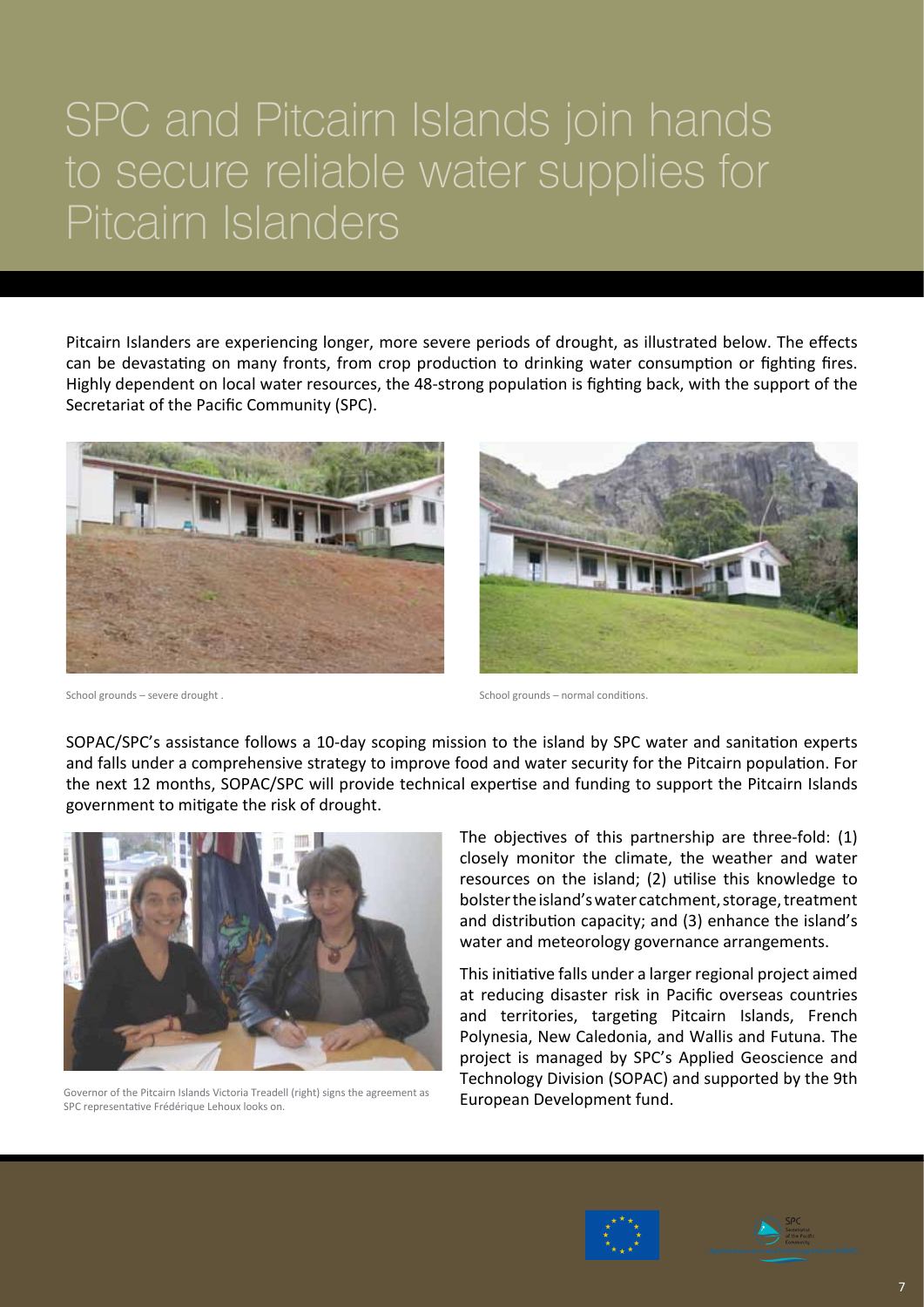# SPC and Pitcairn Islands join hands to secure reliable water supplies for Pitcairn Islanders

Pitcairn Islanders are experiencing longer, more severe periods of drought, as illustrated below. The effects can be devastating on many fronts, from crop production to drinking water consumption or fighting fires. Highly dependent on local water resources, the 48-strong population is fighting back, with the support of the Secretariat of the Pacific Community (SPC).

School grounds – severe drought .

School grounds – normal conditions.

SOPAC/SPC's assistance follows a 10-day scoping mission to the island by SPC water and sanitation experts and falls under a comprehensive strategy to improve food and water security for the Pitcairn population. For the next 12 months, SOPAC/SPC will provide technical expertise and funding to support the Pitcairn Islands government to mitigate the risk of drought.

Governor of the Pitcairn Islands Victoria Treadell (right) signs the agreement as SPC representative Frédérique Lehoux looks on.

The objectives of this partnership are three-fold: (1) closely monitor the climate, the weather and water resources on the island; (2) utilise this knowledge to bolster the island's water catchment, storage, treatment and distribution capacity; and (3) enhance the island's water and meteorology governance arrangements.

This initiative falls under a larger regional project aimed at reducing disaster risk in Pacific overseas countries and territories, targeting Pitcairn Islands, French Polynesia, New Caledonia, and Wallis and Futuna. The project is managed by SPC's Applied Geoscience and Technology Division (SOPAC) and supported by the 9th European Development fund.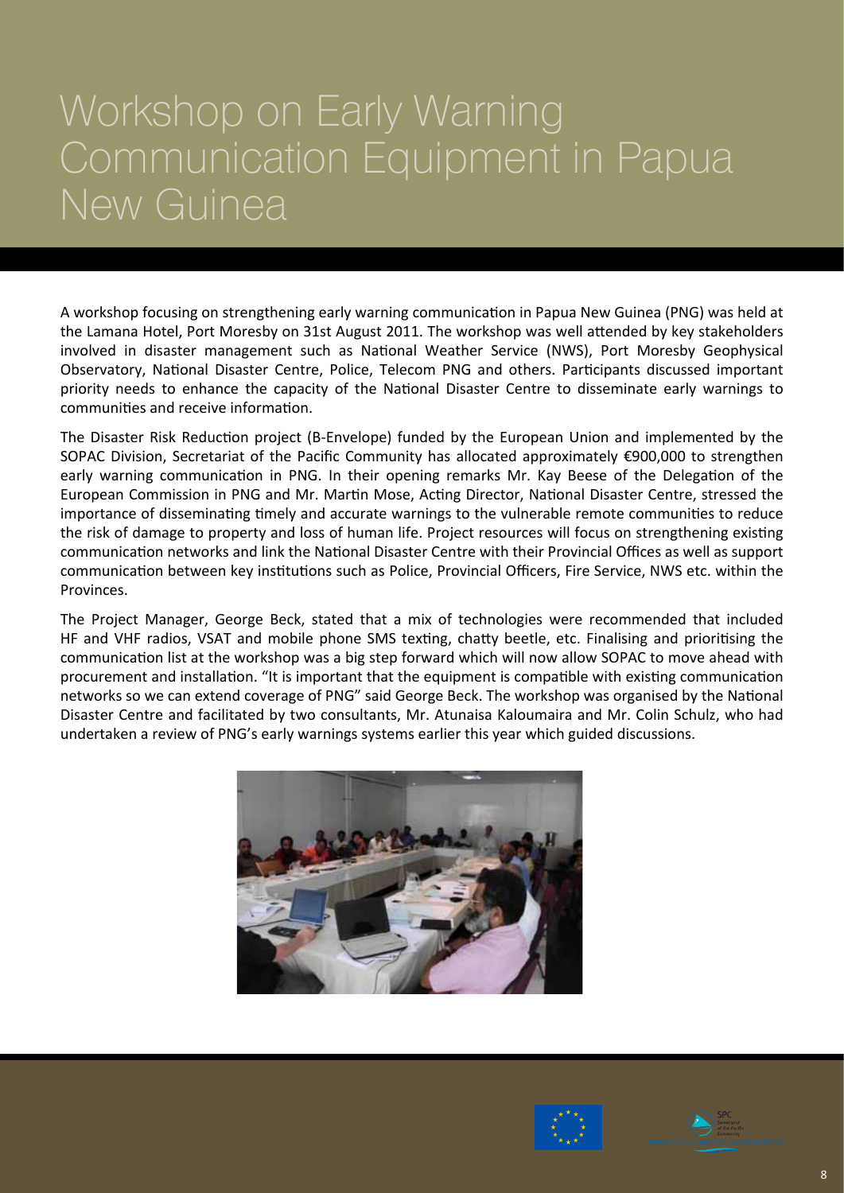# Workshop on Early Warning Communication Equipment in Papua New Guinea

A workshop focusing on strengthening early warning communication in Papua New Guinea (PNG) was held at the Lamana Hotel, Port Moresby on 31st August 2011. The workshop was well attended by key stakeholders involved in disaster management such as National Weather Service (NWS), Port Moresby Geophysical Observatory, National Disaster Centre, Police, Telecom PNG and others. Participants discussed important priority needs to enhance the capacity of the National Disaster Centre to disseminate early warnings to communities and receive information.

The Disaster Risk Reduction project (B-Envelope) funded by the European Union and implemented by the SOPAC Division, Secretariat of the Pacific Community has allocated approximately €900,000 to strengthen early warning communication in PNG. In their opening remarks Mr. Kay Beese of the Delegation of the European Commission in PNG and Mr. Martin Mose, Acting Director, National Disaster Centre, stressed the importance of disseminating timely and accurate warnings to the vulnerable remote communities to reduce the risk of damage to property and loss of human life. Project resources will focus on strengthening existing communication networks and link the National Disaster Centre with their Provincial Offices as well as support communication between key institutions such as Police, Provincial Officers, Fire Service, NWS etc. within the Provinces.

The Project Manager, George Beck, stated that a mix of technologies were recommended that included HF and VHF radios, VSAT and mobile phone SMS texting, chatty beetle, etc. Finalising and prioritising the communication list at the workshop was a big step forward which will now allow SOPAC to move ahead with procurement and installation. "It is important that the equipment is compatible with existing communication networks so we can extend coverage of PNG" said George Beck. The workshop was organised by the National Disaster Centre and facilitated by two consultants, Mr. Atunaisa Kaloumaira and Mr. Colin Schulz, who had undertaken a review of PNG's early warnings systems earlier this year which guided discussions.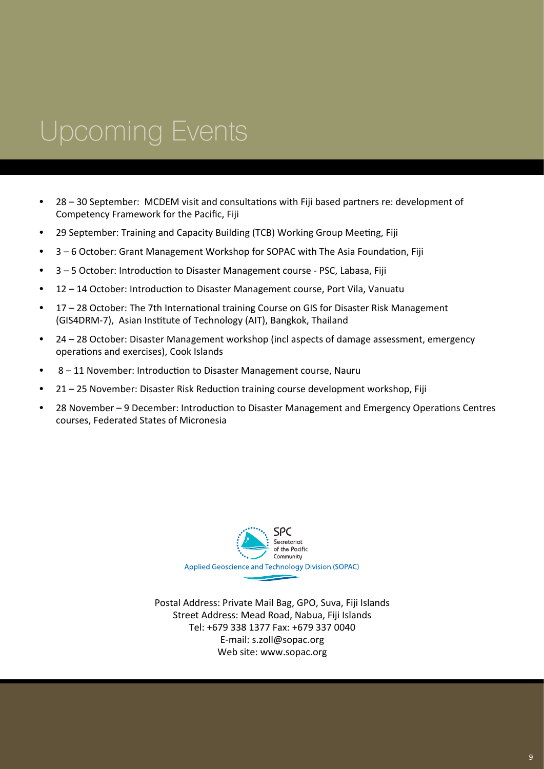# Upcoming Events

- 28 – 30 September: MCDEM visit and consultations with Fiji based partners re: development of Competency Framework for the Pacific, Fiji
- 29 September: Training and Capacity Building (TCB) Working Group Meeting, Fiji
- 3 – 6 October: Grant Management Workshop for SOPAC with The Asia Foundation, Fiji
- 3 – 5 October: Introduction to Disaster Management course - PSC, Labasa, Fiji
- 12 – 14 October: Introduction to Disaster Management course, Port Vila, Vanuatu
- 17 – 28 October: The 7th International training Course on GIS for Disaster Risk Management (GIS4DRM-7), Asian Institute of Technology (AIT), Bangkok, Thailand
- 24 – 28 October: Disaster Management workshop (incl aspects of damage assessment, emergency operations and exercises), Cook Islands
- 8 – 11 November: Introduction to Disaster Management course, Nauru
- 21 – 25 November: Disaster Risk Reduction training course development workshop, Fiji
- 28 November – 9 December: Introduction to Disaster Management and Emergency Operations Centres courses, Federated States of Micronesia

SPC
Secretariat of the Pacific Community
Applied Geoscience and Technology Division (SOPAC)

Postal Address: Private Mail Bag, GPO, Suva, Fiji Islands
Street Address: Mead Road, Nabua, Fiji Islands
Tel: +679 338 1377 Fax: +679 337 0040
E-mail: s.zoll@sopac.org
Web site: www.sopac.org